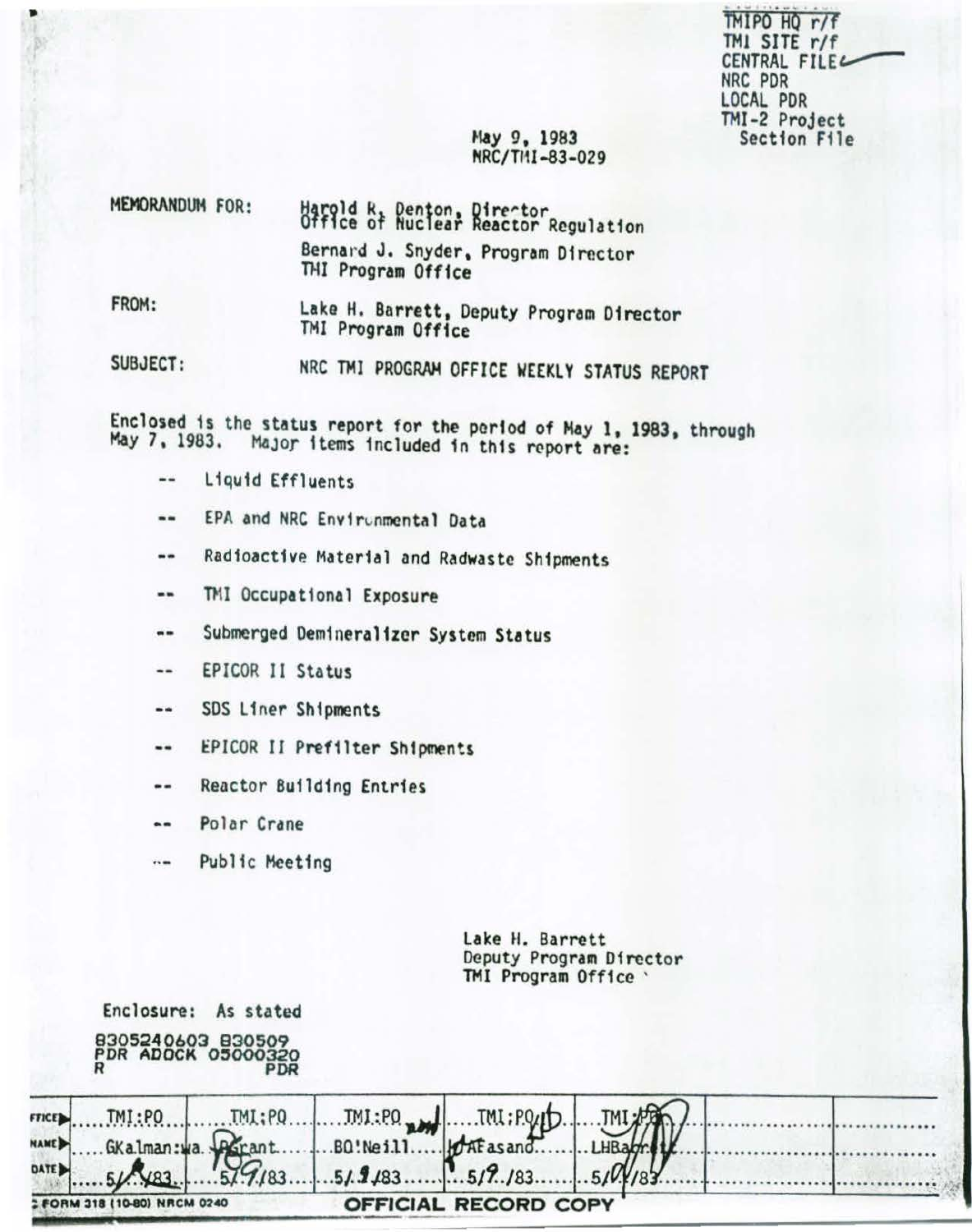TMIPO HQ r/f
TMI SITE r/f
CENTRAL FILE
NRC PDR
LOCAL PDR
TMI-2 Project Section File

May 9, 1983
NRC/TMI-83-029

MEMORANDUM FOR: Harold R. Denton, Director
Office of Nuclear Reactor Regulation

Bernard J. Snyder, Program Director
TMI Program Office

FROM: Lake H. Barrett, Deputy Program Director
TMI Program Office

SUBJECT: NRC TMI PROGRAM OFFICE WEEKLY STATUS REPORT

Enclosed is the status report for the period of May 1, 1983, through May 7, 1983. Major items included in this report are:

-- Liquid Effluents
-- EPA and NRC Environmental Data
-- Radioactive Material and Radwaste Shipments
-- TMI Occupational Exposure
-- Submerged Demineralizer System Status
-- EPICOR II Status
-- SDS Liner Shipments
-- EPICOR II Prefilter Shipments
-- Reactor Building Entries
-- Polar Crane
-- Public Meeting

Lake H. Barrett
Deputy Program Director
TMI Program Office

Enclosure: As stated

8305240603 830509
PDR ADOCK 05000320
R PDR

| OFFICE | TMI:PO | TMI:PO | TMI:PO | TMI:PO | TMI:PO | | |
|---|---|---|---|---|---|---|---|
| NAME | GKalman:wa | RGrant | BO'Neill | AFasano | LHBarrett | | |
| DATE | 5/ /83 | 5/9/83 | 5/9/83 | 5/9/83 | 5/9/83 | | |

FORM 318 (10-80) NRCM 0240 — OFFICIAL RECORD COPY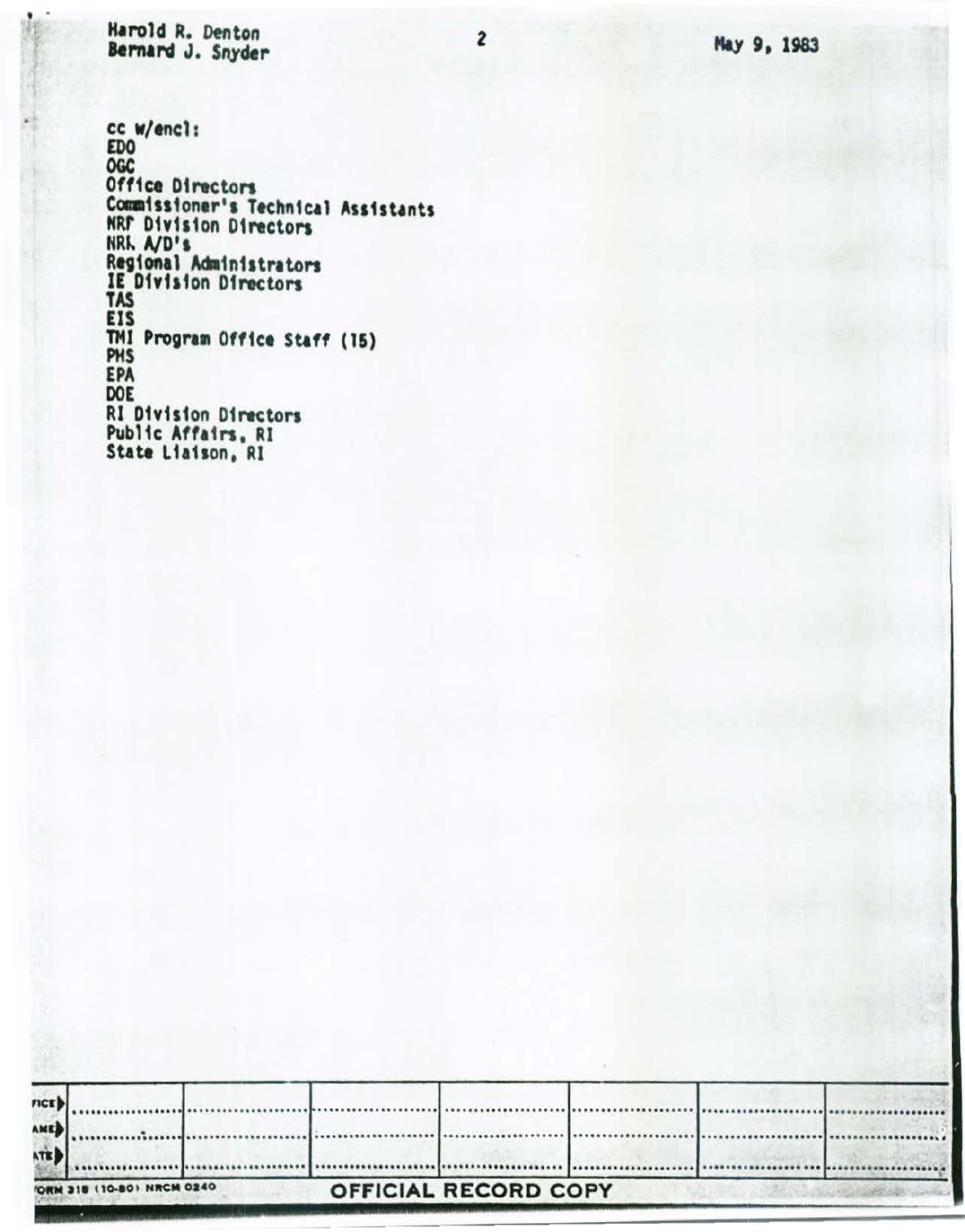cc w/encl:
EDO
OGC
Office Directors
Commissioner's Technical Assistants
NRR Division Directors
NRR A/D's
Regional Administrators
IE Division Directors
TAS
EIS
TMI Program Office Staff (15)
PHS
EPA
DOE
RI Division Directors
Public Affairs, RI
State Liaison, RI

| OFFICE | | | | | | |
|---|---|---|---|---|---|---|
| SURNAME | | | | | | |
| DATE | | | | | | |

NRC FORM 318 (10-80) NRCM 0240

OFFICIAL RECORD COPY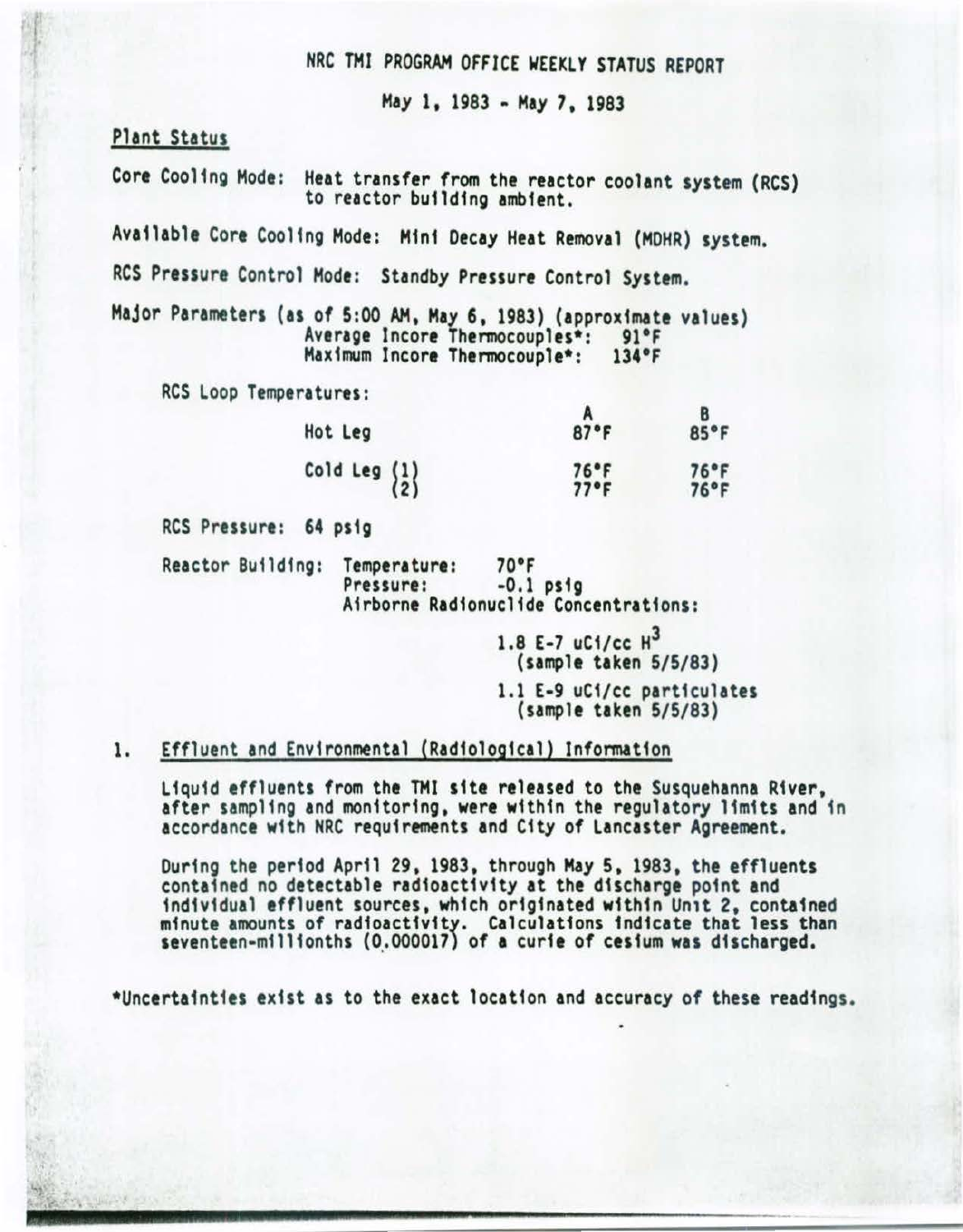# NRC TMI PROGRAM OFFICE WEEKLY STATUS REPORT

May 1, 1983 - May 7, 1983

## Plant Status

Core Cooling Mode: Heat transfer from the reactor coolant system (RCS) to reactor building ambient.

Available Core Cooling Mode: Mini Decay Heat Removal (MDHR) system.

RCS Pressure Control Mode: Standby Pressure Control System.

Major Parameters (as of 5:00 AM, May 6, 1983) (approximate values)
Average Incore Thermocouples*: 91°F
Maximum Incore Thermocouple*: 134°F

RCS Loop Temperatures:

| | A | B |
|---|---|---|
| Hot Leg | 87°F | 85°F |
| Cold Leg (1) | 76°F | 76°F |
| Cold Leg (2) | 77°F | 76°F |

RCS Pressure: 64 psig

Reactor Building: Temperature: 70°F
Pressure: -0.1 psig
Airborne Radionuclide Concentrations:

1.8 E-7 uCi/cc $H^3$
(sample taken 5/5/83)

1.1 E-9 uCi/cc particulates
(sample taken 5/5/83)

1. Effluent and Environmental (Radiological) Information

Liquid effluents from the TMI site released to the Susquehanna River, after sampling and monitoring, were within the regulatory limits and in accordance with NRC requirements and City of Lancaster Agreement.

During the period April 29, 1983, through May 5, 1983, the effluents contained no detectable radioactivity at the discharge point and individual effluent sources, which originated within Unit 2, contained minute amounts of radioactivity. Calculations indicate that less than seventeen-millionths (0.000017) of a curie of cesium was discharged.

*Uncertainties exist as to the exact location and accuracy of these readings.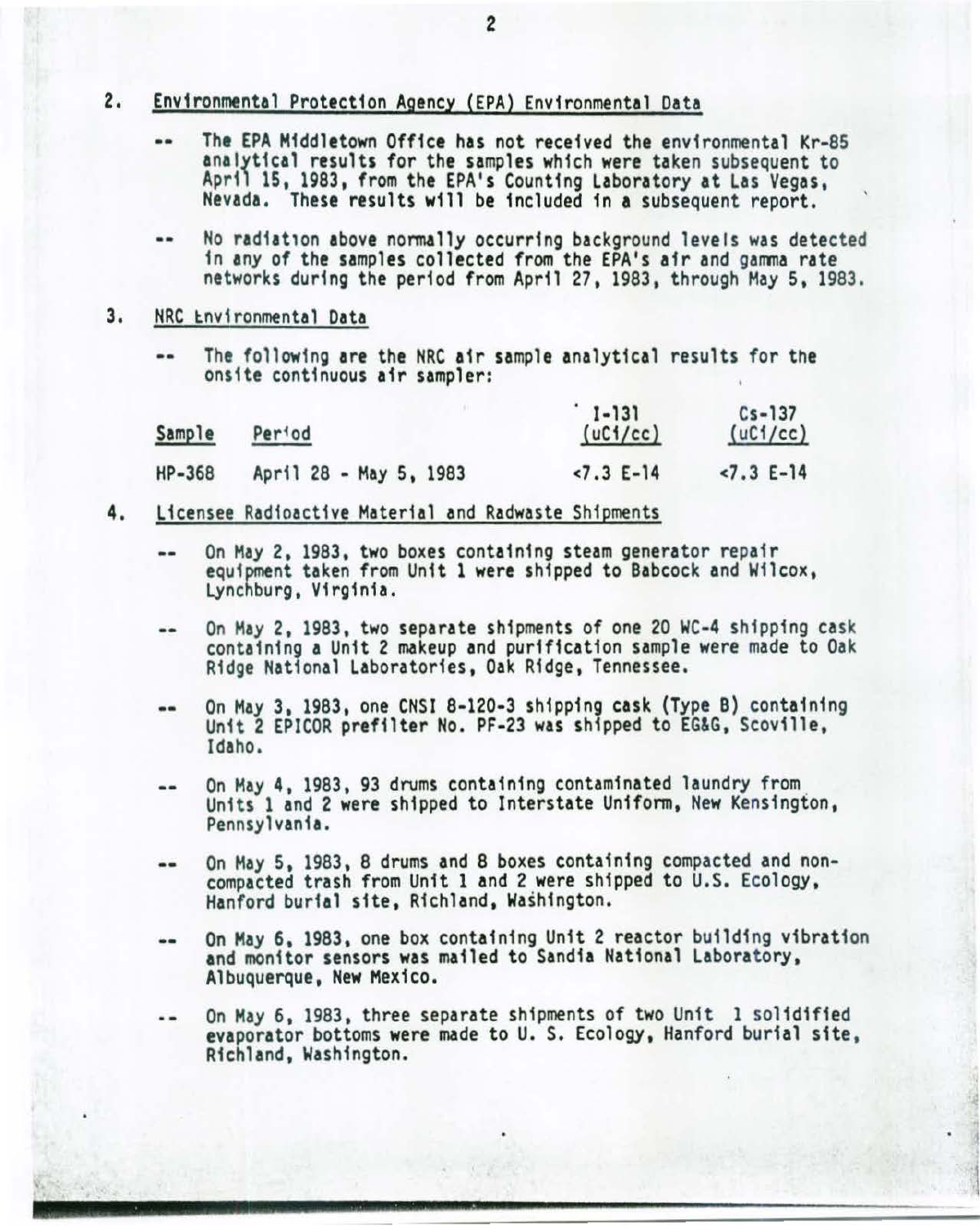2. Environmental Protection Agency (EPA) Environmental Data

- The EPA Middletown Office has not received the environmental Kr-85 analytical results for the samples which were taken subsequent to April 15, 1983, from the EPA's Counting Laboratory at Las Vegas, Nevada. These results will be included in a subsequent report.

- No radiation above normally occurring background levels was detected in any of the samples collected from the EPA's air and gamma rate networks during the period from April 27, 1983, through May 5, 1983.

3. NRC Environmental Data

- The following are the NRC air sample analytical results for the onsite continuous air sampler:

| Sample | Period | I-131 (uCi/cc) | Cs-137 (uCi/cc) |
|---|---|---|---|
| HP-368 | April 28 - May 5, 1983 | <7.3 E-14 | <7.3 E-14 |

4. Licensee Radioactive Material and Radwaste Shipments

- On May 2, 1983, two boxes containing steam generator repair equipment taken from Unit 1 were shipped to Babcock and Wilcox, Lynchburg, Virginia.

- On May 2, 1983, two separate shipments of one 20 WC-4 shipping cask containing a Unit 2 makeup and purification sample were made to Oak Ridge National Laboratories, Oak Ridge, Tennessee.

- On May 3, 1983, one CNSI 8-120-3 shipping cask (Type B) containing Unit 2 EPICOR prefilter No. PF-23 was shipped to EG&G, Scoville, Idaho.

- On May 4, 1983, 93 drums containing contaminated laundry from Units 1 and 2 were shipped to Interstate Uniform, New Kensington, Pennsylvania.

- On May 5, 1983, 8 drums and 8 boxes containing compacted and non-compacted trash from Unit 1 and 2 were shipped to U.S. Ecology, Hanford burial site, Richland, Washington.

- On May 6, 1983, one box containing Unit 2 reactor building vibration and monitor sensors was mailed to Sandia National Laboratory, Albuquerque, New Mexico.

- On May 6, 1983, three separate shipments of two Unit 1 solidified evaporator bottoms were made to U. S. Ecology, Hanford burial site, Richland, Washington.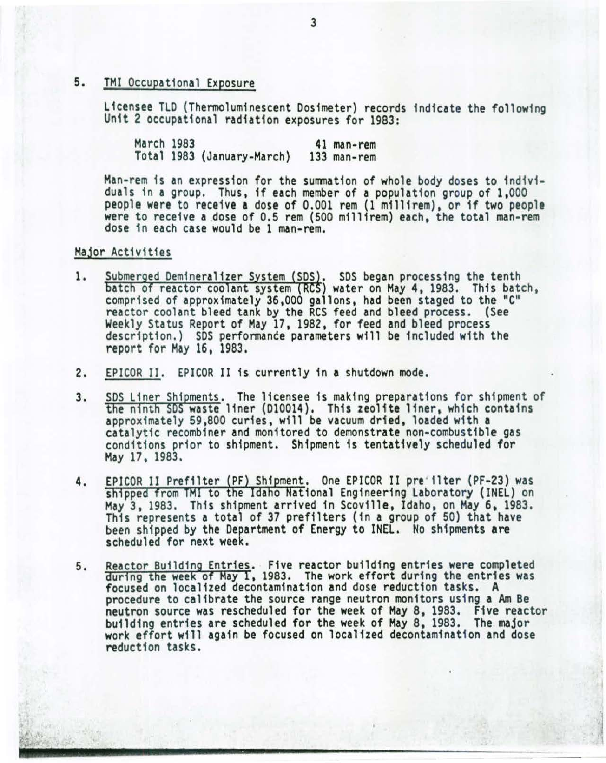## 5. TMI Occupational Exposure

Licensee TLD (Thermoluminescent Dosimeter) records indicate the following Unit 2 occupational radiation exposures for 1983:

| | |
|---|---|
| March 1983 | 41 man-rem |
| Total 1983 (January-March) | 133 man-rem |

Man-rem is an expression for the summation of whole body doses to individuals in a group. Thus, if each member of a population group of 1,000 people were to receive a dose of 0.001 rem (1 millirem), or if two people were to receive a dose of 0.5 rem (500 millirem) each, the total man-rem dose in each case would be 1 man-rem.

## Major Activities

1. Submerged Demineralizer System (SDS). SDS began processing the tenth batch of reactor coolant system (RCS) water on May 4, 1983. This batch, comprised of approximately 36,000 gallons, had been staged to the "C" reactor coolant bleed tank by the RCS feed and bleed process. (See Weekly Status Report of May 17, 1982, for feed and bleed process description.) SDS performance parameters will be included with the report for May 16, 1983.

2. EPICOR II. EPICOR II is currently in a shutdown mode.

3. SDS Liner Shipments. The licensee is making preparations for shipment of the ninth SDS waste liner (D10014). This zeolite liner, which contains approximately 59,800 curies, will be vacuum dried, loaded with a catalytic recombiner and monitored to demonstrate non-combustible gas conditions prior to shipment. Shipment is tentatively scheduled for May 17, 1983.

4. EPICOR II Prefilter (PF) Shipment. One EPICOR II prefilter (PF-23) was shipped from TMI to the Idaho National Engineering Laboratory (INEL) on May 3, 1983. This shipment arrived in Scoville, Idaho, on May 6, 1983. This represents a total of 37 prefilters (in a group of 50) that have been shipped by the Department of Energy to INEL. No shipments are scheduled for next week.

5. Reactor Building Entries. Five reactor building entries were completed during the week of May 1, 1983. The work effort during the entries was focused on localized decontamination and dose reduction tasks. A procedure to calibrate the source range neutron monitors using a Am Be neutron source was rescheduled for the week of May 8, 1983. Five reactor building entries are scheduled for the week of May 8, 1983. The major work effort will again be focused on localized decontamination and dose reduction tasks.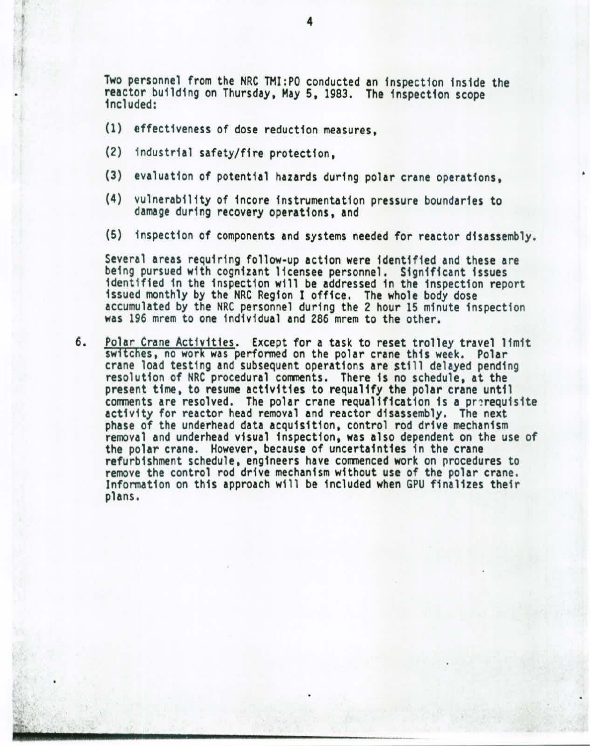Two personnel from the NRC TMI:PO conducted an inspection inside the reactor building on Thursday, May 5, 1983. The inspection scope included:

(1) effectiveness of dose reduction measures,

(2) industrial safety/fire protection,

(3) evaluation of potential hazards during polar crane operations,

(4) vulnerability of incore instrumentation pressure boundaries to damage during recovery operations, and

(5) inspection of components and systems needed for reactor disassembly.

Several areas requiring follow-up action were identified and these are being pursued with cognizant licensee personnel. Significant issues identified in the inspection will be addressed in the inspection report issued monthly by the NRC Region I office. The whole body dose accumulated by the NRC personnel during the 2 hour 15 minute inspection was 196 mrem to one individual and 286 mrem to the other.

6. Polar Crane Activities. Except for a task to reset trolley travel limit switches, no work was performed on the polar crane this week. Polar crane load testing and subsequent operations are still delayed pending resolution of NRC procedural comments. There is no schedule, at the present time, to resume activities to requalify the polar crane until comments are resolved. The polar crane requalification is a prerequisite activity for reactor head removal and reactor disassembly. The next phase of the underhead data acquisition, control rod drive mechanism removal and underhead visual inspection, was also dependent on the use of the polar crane. However, because of uncertainties in the crane refurbishment schedule, engineers have commenced work on procedures to remove the control rod drive mechanism without use of the polar crane. Information on this approach will be included when GPU finalizes their plans.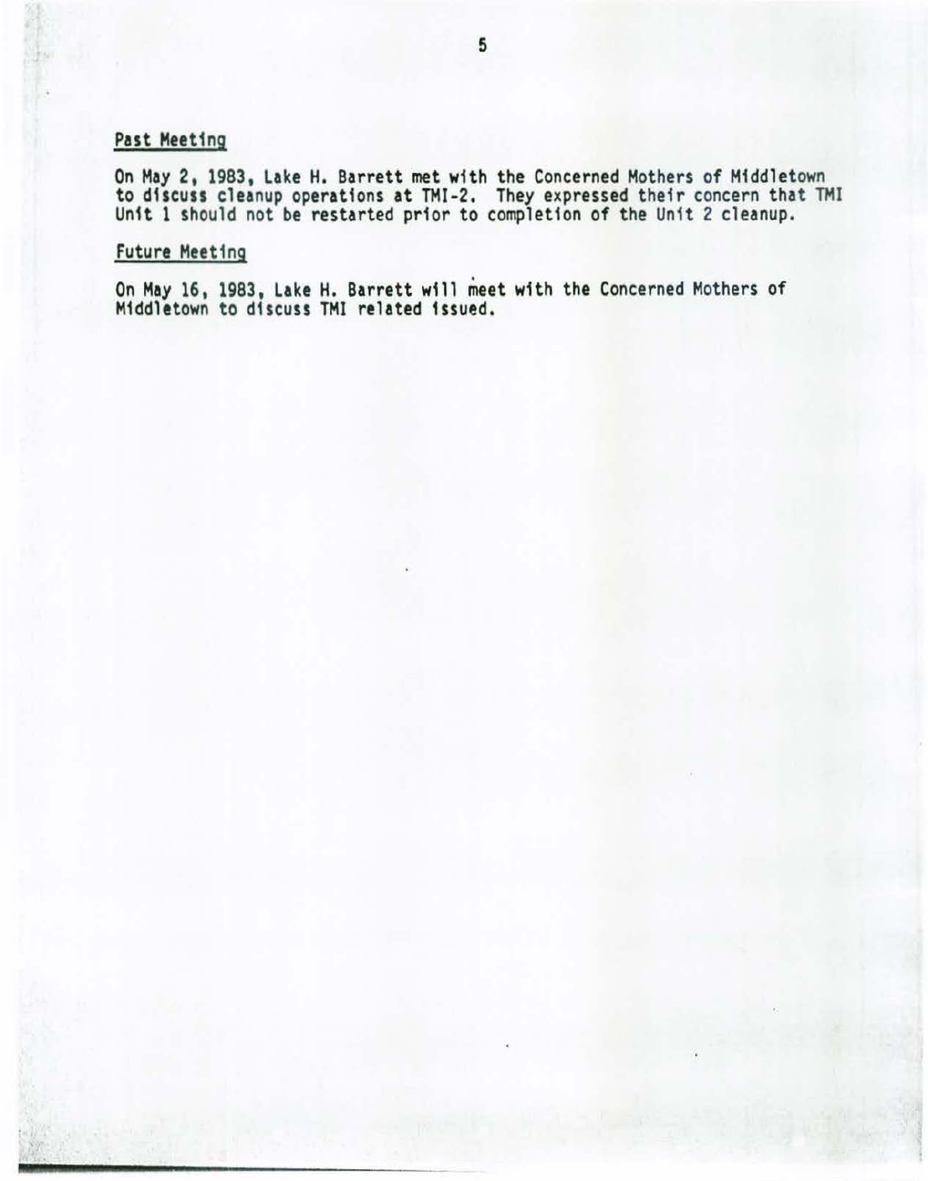Past Meeting

On May 2, 1983, Lake H. Barrett met with the Concerned Mothers of Middletown to discuss cleanup operations at TMI-2. They expressed their concern that TMI Unit 1 should not be restarted prior to completion of the Unit 2 cleanup.

Future Meeting

On May 16, 1983, Lake H. Barrett will meet with the Concerned Mothers of Middletown to discuss TMI related issued.